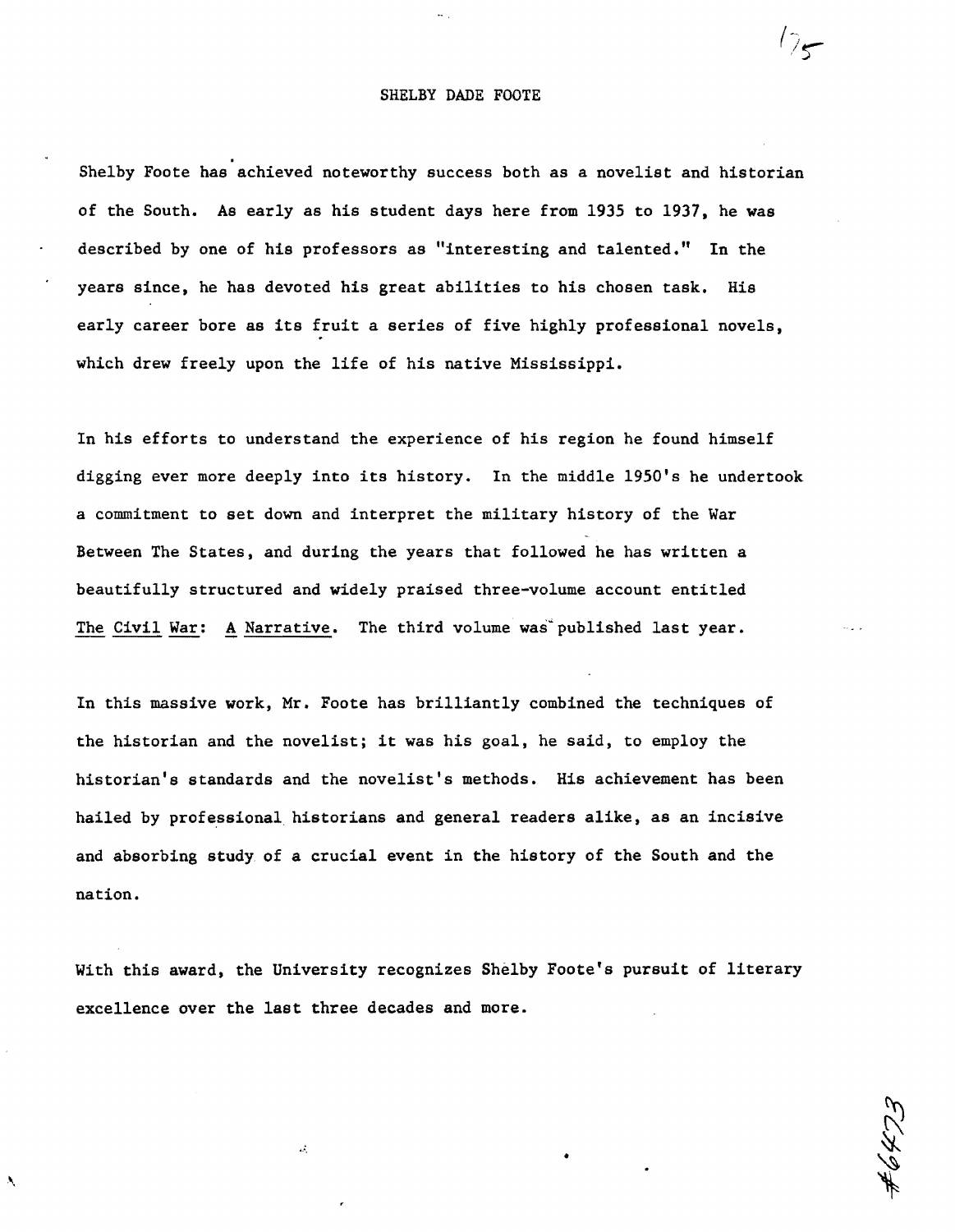# SHELBY DADE FOOTE

Shelby Foote has achieved noteworthy success both as a novelist and historian of the South. As early as his student days here from 1935 to 1937, he was described by one of his professors as "interesting and talented." In the years since, he has devoted his great abilities to his chosen task. His early career bore as its fruit a series of five highly professional novels, which drew freely upon the life of his native Mississippi.

In his efforts to understand the experience of his region he found himself digging ever more deeply into its history. In the middle 1950's he undertook a commitment to set down and interpret the military history of the War Between The States, and during the years that followed he has written a beautifully structured and widely praised three-volume account entitled The Civil War: A Narrative. The third volume was published last year.

In this massive work, Mr. Foote has brilliantly combined the techniques of the historian and the novelist; it was his goal, he said, to employ the historian's standards and the novelist's methods. His achievement has been hailed by professional historians and general readers alike, as an incisive and absorbing study of a crucial event in the history of the South and the nation.

With this award, the University recognizes Shelby Foote's pursuit of literary excellence over the last three decades and more.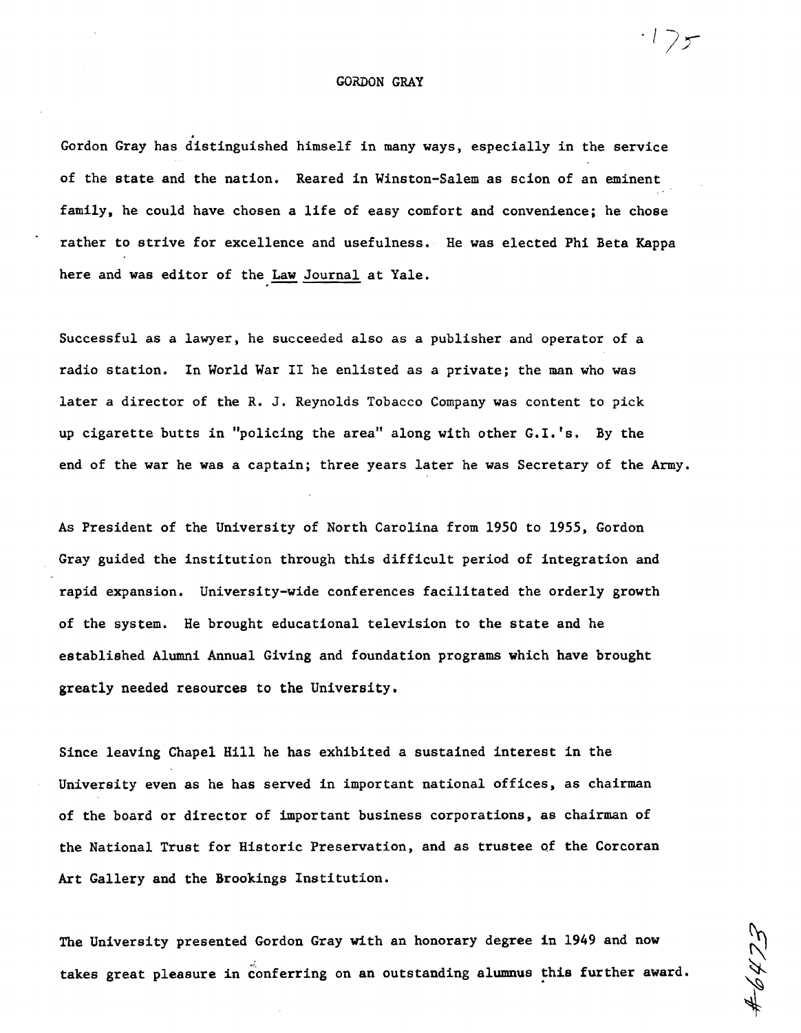# GORDON GRAY

Gordon Gray has distinguished himself in many ways, especially in the service of the state and the nation. Reared in Winston-Salem as scion of an eminent family, he could have chosen a life of easy comfort and convenience; he chose rather to strive for excellence and usefulness. He was elected Phi Beta Kappa here and was editor of the Law Journal at Yale.

Successful as a lawyer, he succeeded also as a publisher and operator of a radio station. In World War II he enlisted as a private; the man who was later a director of the R. J. Reynolds Tobacco Company was content to pick up cigarette butts in "policing the area" along with other G.I.'s. By the end of the war he was a captain; three years later he was Secretary of the Army.

As President of the University of North Carolina from 1950 to 1955, Gordon Gray guided the institution through this difficult period of integration and rapid expansion. University-wide conferences facilitated the orderly growth of the system. He brought educational television to the state and he established Alumni Annual Giving and foundation programs which have brought greatly needed resources to the University.

Since leaving Chapel Hill he has exhibited a sustained interest in the University even as he has served in important national offices, as chairman of the board or director of important business corporations, as chairman of the National Trust for Historic Preservation, and as trustee of the Corcoran Art Gallery and the Brookings Institution.

The University presented Gordon Gray with an honorary degree in 1949 and now takes great pleasure in conferring on an outstanding alumnus this further award.

#6473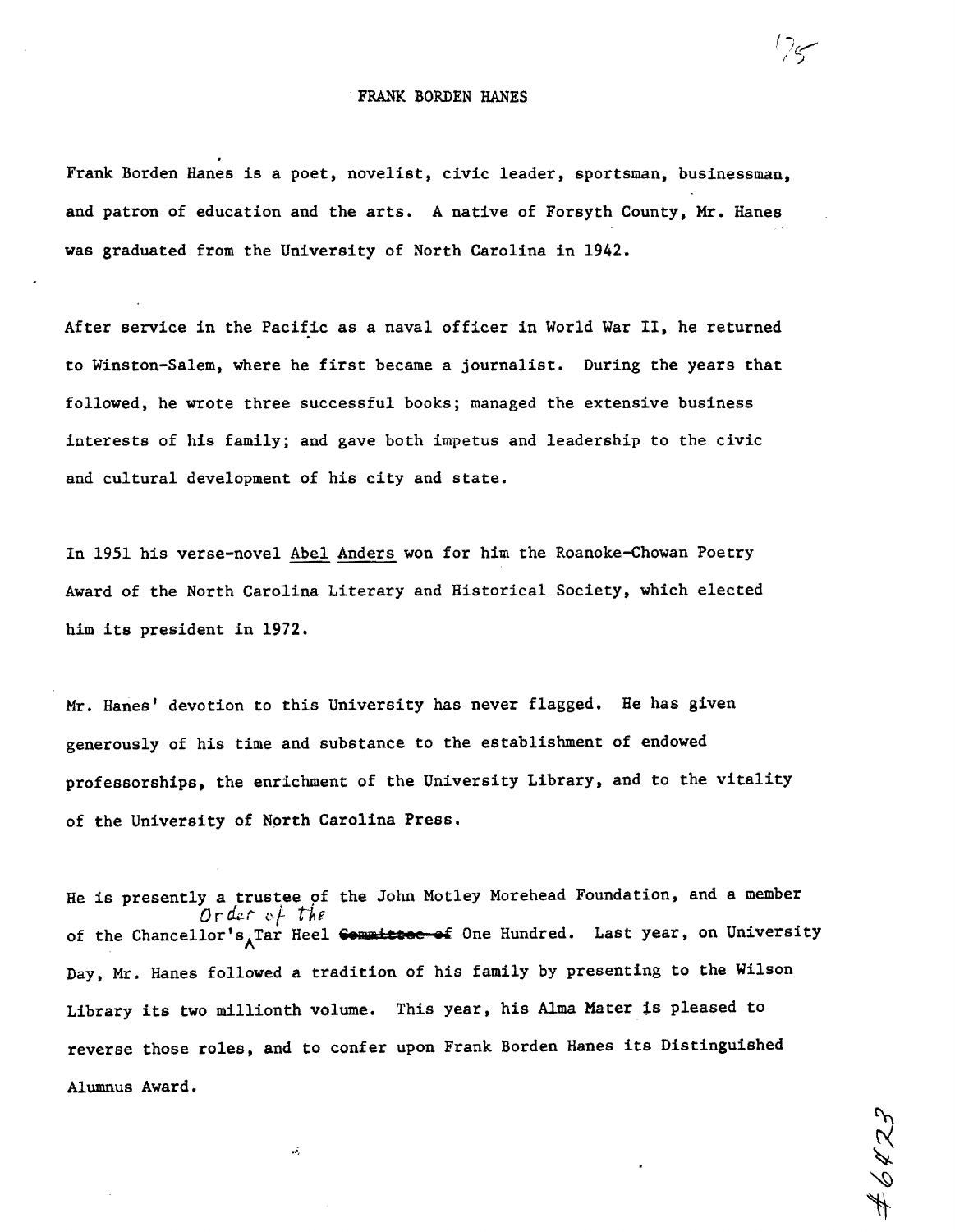# FRANK BORDEN HANES

Frank Borden Hanes is a poet, novelist, civic leader, sportsman, businessman, and patron of education and the arts. A native of Forsyth County, Mr. Hanes was graduated from the University of North Carolina in 1942.

After service in the Pacific as a naval officer in World War II, he returned to Winston-Salem, where he first became a journalist. During the years that followed, he wrote three successful books; managed the extensive business interests of his family; and gave both impetus and leadership to the civic and cultural development of his city and state.

In 1951 his verse-novel Abel Anders won for him the Roanoke-Chowan Poetry Award of the North Carolina Literary and Historical Society, which elected him its president in 1972.

Mr. Hanes' devotion to this University has never flagged. He has given generously of his time and substance to the establishment of endowed professorships, the enrichment of the University Library, and to the vitality of the University of North Carolina Press.

He is presently a trustee of the John Motley Morehead Foundation, and a member of the Chancellor's Order of the Tar Heel One Hundred. Last year, on University Day, Mr. Hanes followed a tradition of his family by presenting to the Wilson Library its two millionth volume. This year, his Alma Mater is pleased to reverse those roles, and to confer upon Frank Borden Hanes its Distinguished Alumnus Award.

#6423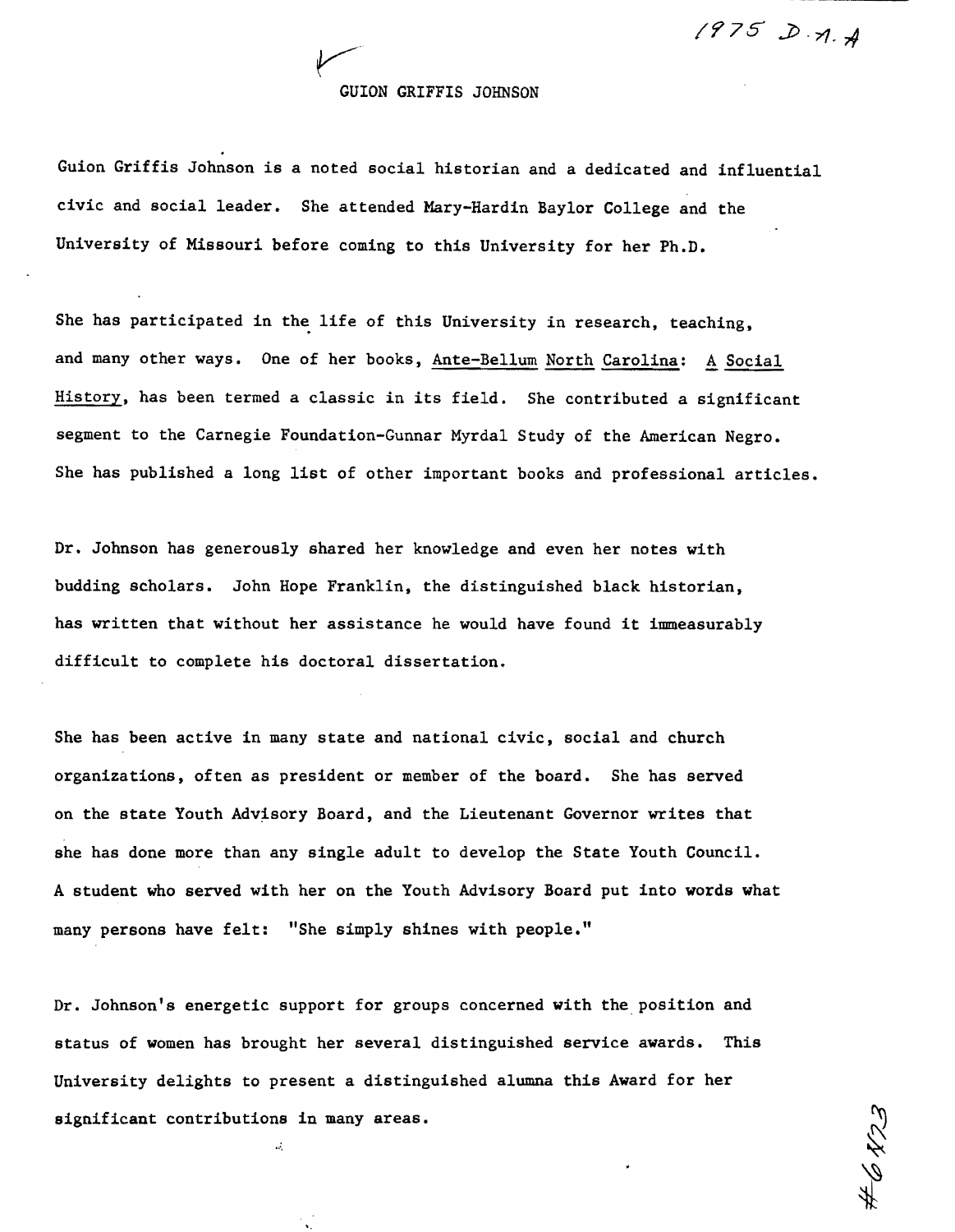1975 D.A.A

# GUION GRIFFIS JOHNSON

Guion Griffis Johnson is a noted social historian and a dedicated and influential civic and social leader. She attended Mary-Hardin Baylor College and the University of Missouri before coming to this University for her Ph.D.

She has participated in the life of this University in research, teaching, and many other ways. One of her books, Ante-Bellum North Carolina: A Social History, has been termed a classic in its field. She contributed a significant segment to the Carnegie Foundation-Gunnar Myrdal Study of the American Negro. She has published a long list of other important books and professional articles.

Dr. Johnson has generously shared her knowledge and even her notes with budding scholars. John Hope Franklin, the distinguished black historian, has written that without her assistance he would have found it immeasurably difficult to complete his doctoral dissertation.

She has been active in many state and national civic, social and church organizations, often as president or member of the board. She has served on the state Youth Advisory Board, and the Lieutenant Governor writes that she has done more than any single adult to develop the State Youth Council. A student who served with her on the Youth Advisory Board put into words what many persons have felt: "She simply shines with people."

Dr. Johnson's energetic support for groups concerned with the position and status of women has brought her several distinguished service awards. This University delights to present a distinguished alumna this Award for her significant contributions in many areas.

#6473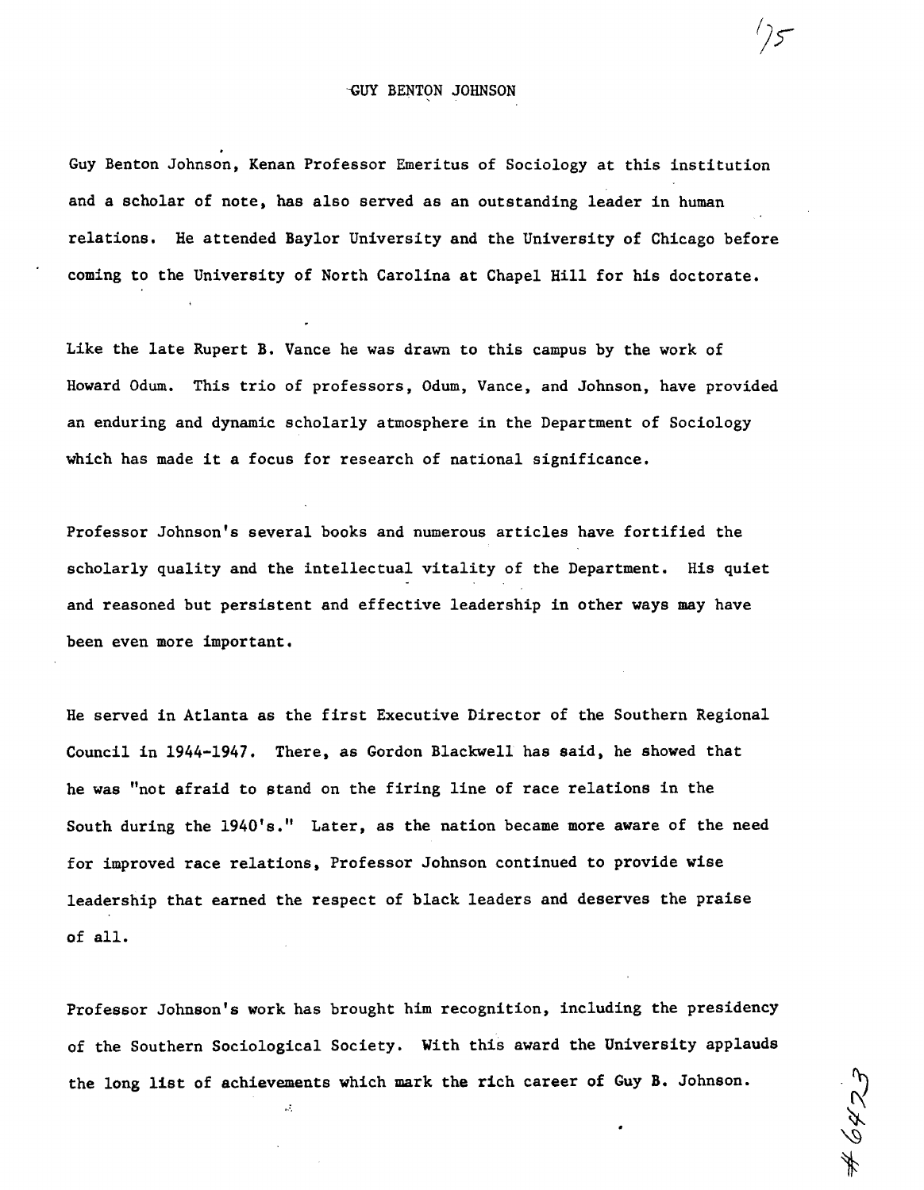# GUY BENTON JOHNSON

Guy Benton Johnson, Kenan Professor Emeritus of Sociology at this institution and a scholar of note, has also served as an outstanding leader in human relations. He attended Baylor University and the University of Chicago before coming to the University of North Carolina at Chapel Hill for his doctorate.

Like the late Rupert B. Vance he was drawn to this campus by the work of Howard Odum. This trio of professors, Odum, Vance, and Johnson, have provided an enduring and dynamic scholarly atmosphere in the Department of Sociology which has made it a focus for research of national significance.

Professor Johnson's several books and numerous articles have fortified the scholarly quality and the intellectual vitality of the Department. His quiet and reasoned but persistent and effective leadership in other ways may have been even more important.

He served in Atlanta as the first Executive Director of the Southern Regional Council in 1944-1947. There, as Gordon Blackwell has said, he showed that he was "not afraid to stand on the firing line of race relations in the South during the 1940's." Later, as the nation became more aware of the need for improved race relations, Professor Johnson continued to provide wise leadership that earned the respect of black leaders and deserves the praise of all.

Professor Johnson's work has brought him recognition, including the presidency of the Southern Sociological Society. With this award the University applauds the long list of achievements which mark the rich career of Guy B. Johnson.

#6473